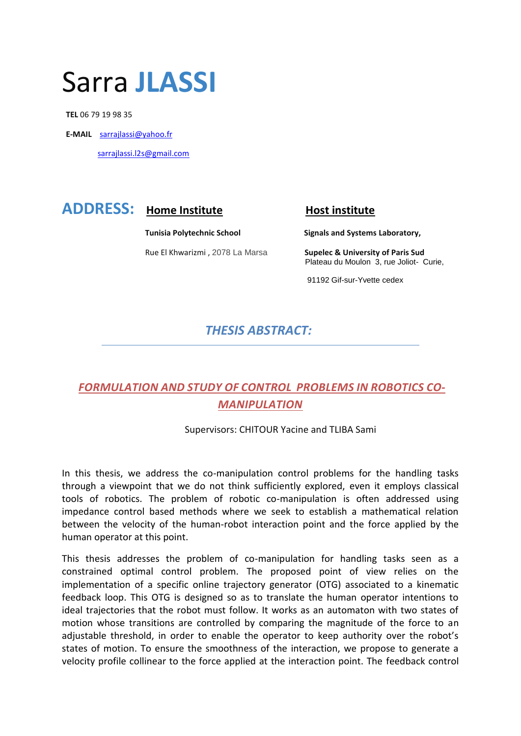# Sarra **JLASSI**

**TEL** 06 79 19 98 35

**E-MAIL** sarrajlassi@yahoo.fr

sarrajlassi.l2s@gmail.com

## ADDRESS:

**Home Institute**

**Tunisia Polytechnic School**

Rue El Khwarizmi , 2078 La Marsa

**Host institute**

**Signals and Systems Laboratory,**

**Supelec & University of Paris Sud**
Plateau du Moulon 3, rue Joliot- Curie,

91192 Gif-sur-Yvette cedex

## *THESIS ABSTRACT:*

### *FORMULATION AND STUDY OF CONTROL PROBLEMS IN ROBOTICS CO-MANIPULATION*

Supervisors: CHITOUR Yacine and TLIBA Sami

In this thesis, we address the co-manipulation control problems for the handling tasks through a viewpoint that we do not think sufficiently explored, even it employs classical tools of robotics. The problem of robotic co-manipulation is often addressed using impedance control based methods where we seek to establish a mathematical relation between the velocity of the human-robot interaction point and the force applied by the human operator at this point.

This thesis addresses the problem of co-manipulation for handling tasks seen as a constrained optimal control problem. The proposed point of view relies on the implementation of a specific online trajectory generator (OTG) associated to a kinematic feedback loop. This OTG is designed so as to translate the human operator intentions to ideal trajectories that the robot must follow. It works as an automaton with two states of motion whose transitions are controlled by comparing the magnitude of the force to an adjustable threshold, in order to enable the operator to keep authority over the robot's states of motion. To ensure the smoothness of the interaction, we propose to generate a velocity profile collinear to the force applied at the interaction point. The feedback control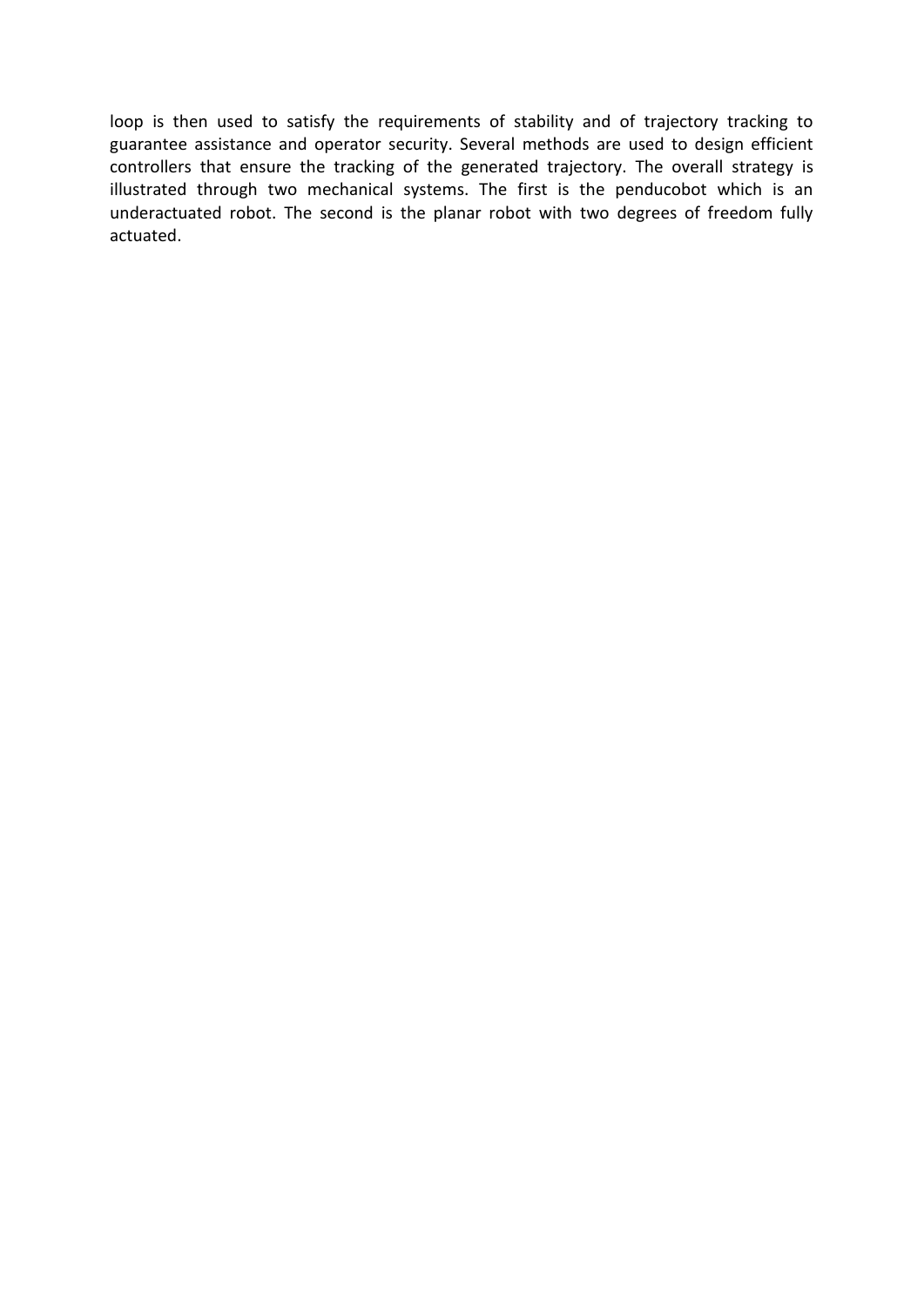loop is then used to satisfy the requirements of stability and of trajectory tracking to guarantee assistance and operator security. Several methods are used to design efficient controllers that ensure the tracking of the generated trajectory. The overall strategy is illustrated through two mechanical systems. The first is the penducobot which is an underactuated robot. The second is the planar robot with two degrees of freedom fully actuated.